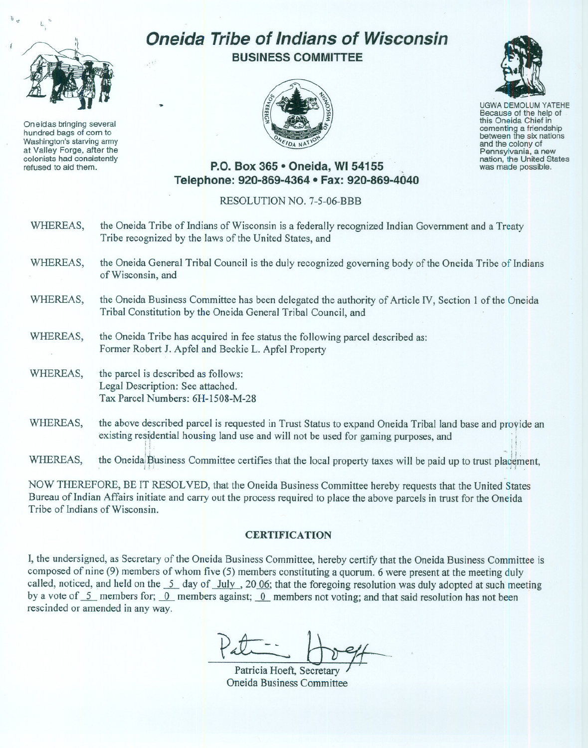# Oneida Tribe of Indians of Wisconsin

## BUSINESS COMMITTEE

Oneidas bringing several hundred bags of corn to Washington's starving army at Valley Forge, after the colonists had consistently refused to aid them.

UGWA DEMOLUM YATEHE
Because of the help of this Oneida Chief in cementing a friendship between the six nations and the colony of Pennsylvania, a new nation, the United States was made possible.

**P.O. Box 365 • Oneida, WI 54155**
**Telephone: 920-869-4364 • Fax: 920-869-4040**

RESOLUTION NO. 7-5-06-BBB

WHEREAS, the Oneida Tribe of Indians of Wisconsin is a federally recognized Indian Government and a Treaty Tribe recognized by the laws of the United States, and

WHEREAS, the Oneida General Tribal Council is the duly recognized governing body of the Oneida Tribe of Indians of Wisconsin, and

WHEREAS, the Oneida Business Committee has been delegated the authority of Article IV, Section 1 of the Oneida Tribal Constitution by the Oneida General Tribal Council, and

WHEREAS, the Oneida Tribe has acquired in fee status the following parcel described as:
Former Robert J. Apfel and Beckie L. Apfel Property

WHEREAS, the parcel is described as follows:
Legal Description: See attached.
Tax Parcel Numbers: 6H-1508-M-28

WHEREAS, the above described parcel is requested in Trust Status to expand Oneida Tribal land base and provide an existing residential housing land use and will not be used for gaming purposes, and

WHEREAS, the Oneida Business Committee certifies that the local property taxes will be paid up to trust placement,

NOW THEREFORE, BE IT RESOLVED, that the Oneida Business Committee hereby requests that the United States Bureau of Indian Affairs initiate and carry out the process required to place the above parcels in trust for the Oneida Tribe of Indians of Wisconsin.

### CERTIFICATION

I, the undersigned, as Secretary of the Oneida Business Committee, hereby certify that the Oneida Business Committee is composed of nine (9) members of whom five (5) members constituting a quorum. 6 were present at the meeting duly called, noticed, and held on the 5 day of July , 20 06; that the foregoing resolution was duly adopted at such meeting by a vote of 5 members for; 0 members against; 0 members not voting; and that said resolution has not been rescinded or amended in any way.

Patricia Hoeft, Secretary
Oneida Business Committee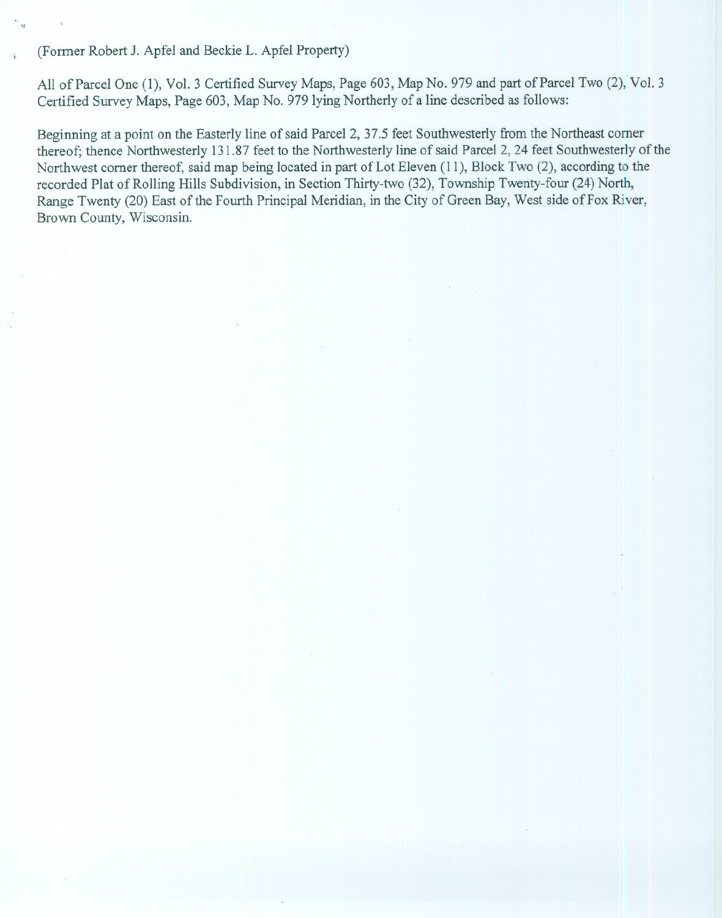(Former Robert J. Apfel and Beckie L. Apfel Property)

All of Parcel One (1), Vol. 3 Certified Survey Maps, Page 603, Map No. 979 and part of Parcel Two (2), Vol. 3 Certified Survey Maps, Page 603, Map No. 979 lying Northerly of a line described as follows:

Beginning at a point on the Easterly line of said Parcel 2, 37.5 feet Southwesterly from the Northeast corner thereof; thence Northwesterly 131.87 feet to the Northwesterly line of said Parcel 2, 24 feet Southwesterly of the Northwest corner thereof, said map being located in part of Lot Eleven (11), Block Two (2), according to the recorded Plat of Rolling Hills Subdivision, in Section Thirty-two (32), Township Twenty-four (24) North, Range Twenty (20) East of the Fourth Principal Meridian, in the City of Green Bay, West side of Fox River, Brown County, Wisconsin.